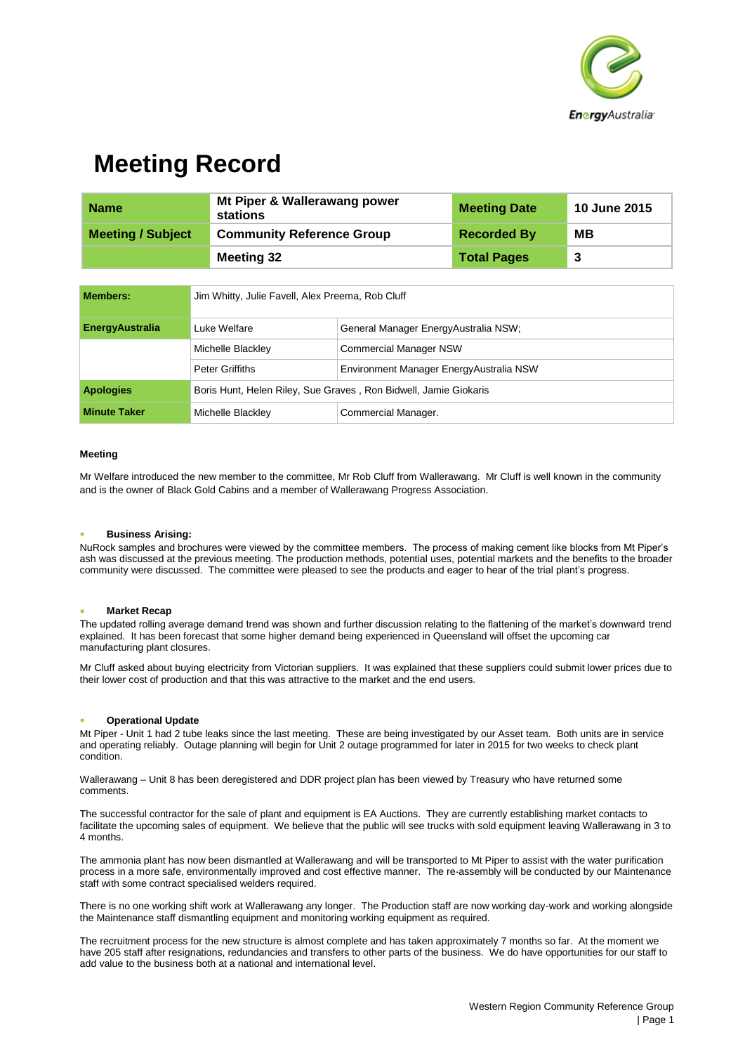# Meeting Record

| Name | Mt Piper & Wallerawang power stations | Meeting Date | 10 June 2015 |
|---|---|---|---|
| Meeting / Subject | Community Reference Group | Recorded By | MB |
| | Meeting 32 | Total Pages | 3 |

| Members: | Jim Whitty, Julie Favell, Alex Preema, Rob Cluff | |
|---|---|---|
| EnergyAustralia | Luke Welfare | General Manager EnergyAustralia NSW; |
| | Michelle Blackley | Commercial Manager NSW |
| | Peter Griffiths | Environment Manager EnergyAustralia NSW |
| Apologies | Boris Hunt, Helen Riley, Sue Graves , Ron Bidwell, Jamie Giokaris | |
| Minute Taker | Michelle Blackley | Commercial Manager. |

#### Meeting

Mr Welfare introduced the new member to the committee, Mr Rob Cluff from Wallerawang. Mr Cluff is well known in the community and is the owner of Black Gold Cabins and a member of Wallerawang Progress Association.

- **Business Arising:**

NuRock samples and brochures were viewed by the committee members. The process of making cement like blocks from Mt Piper's ash was discussed at the previous meeting. The production methods, potential uses, potential markets and the benefits to the broader community were discussed. The committee were pleased to see the products and eager to hear of the trial plant's progress.

- **Market Recap**

The updated rolling average demand trend was shown and further discussion relating to the flattening of the market's downward trend explained. It has been forecast that some higher demand being experienced in Queensland will offset the upcoming car manufacturing plant closures.

Mr Cluff asked about buying electricity from Victorian suppliers. It was explained that these suppliers could submit lower prices due to their lower cost of production and that this was attractive to the market and the end users.

- **Operational Update**

Mt Piper - Unit 1 had 2 tube leaks since the last meeting. These are being investigated by our Asset team. Both units are in service and operating reliably. Outage planning will begin for Unit 2 outage programmed for later in 2015 for two weeks to check plant condition.

Wallerawang – Unit 8 has been deregistered and DDR project plan has been viewed by Treasury who have returned some comments.

The successful contractor for the sale of plant and equipment is EA Auctions. They are currently establishing market contacts to facilitate the upcoming sales of equipment. We believe that the public will see trucks with sold equipment leaving Wallerawang in 3 to 4 months.

The ammonia plant has now been dismantled at Wallerawang and will be transported to Mt Piper to assist with the water purification process in a more safe, environmentally improved and cost effective manner. The re-assembly will be conducted by our Maintenance staff with some contract specialised welders required.

There is no one working shift work at Wallerawang any longer. The Production staff are now working day-work and working alongside the Maintenance staff dismantling equipment and monitoring working equipment as required.

The recruitment process for the new structure is almost complete and has taken approximately 7 months so far. At the moment we have 205 staff after resignations, redundancies and transfers to other parts of the business. We do have opportunities for our staff to add value to the business both at a national and international level.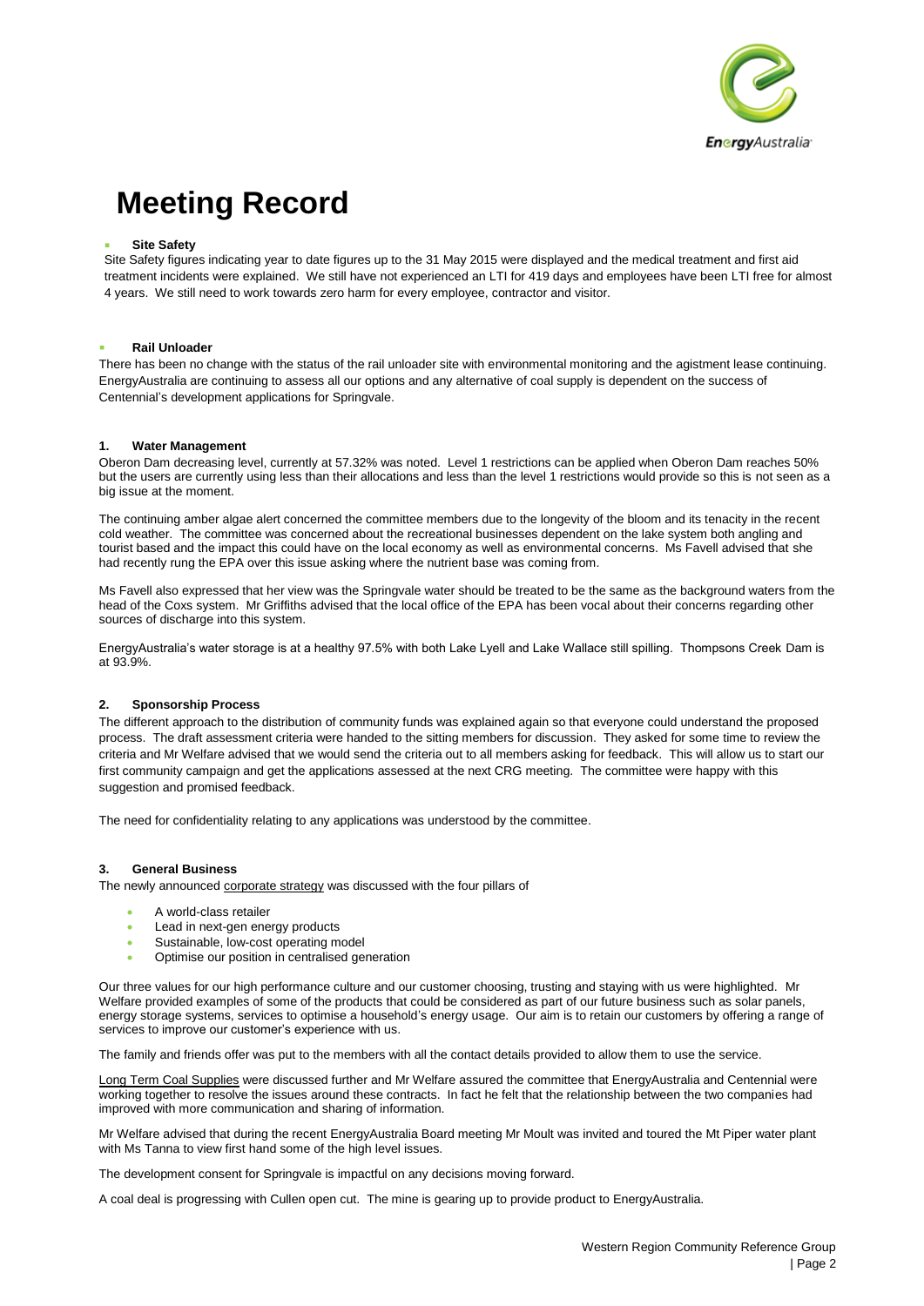# Meeting Record

- **Site Safety**

Site Safety figures indicating year to date figures up to the 31 May 2015 were displayed and the medical treatment and first aid treatment incidents were explained. We still have not experienced an LTI for 419 days and employees have been LTI free for almost 4 years. We still need to work towards zero harm for every employee, contractor and visitor.

- **Rail Unloader**

There has been no change with the status of the rail unloader site with environmental monitoring and the agistment lease continuing. EnergyAustralia are continuing to assess all our options and any alternative of coal supply is dependent on the success of Centennial's development applications for Springvale.

### 1. Water Management

Oberon Dam decreasing level, currently at 57.32% was noted. Level 1 restrictions can be applied when Oberon Dam reaches 50% but the users are currently using less than their allocations and less than the level 1 restrictions would provide so this is not seen as a big issue at the moment.

The continuing amber algae alert concerned the committee members due to the longevity of the bloom and its tenacity in the recent cold weather. The committee was concerned about the recreational businesses dependent on the lake system both angling and tourist based and the impact this could have on the local economy as well as environmental concerns. Ms Favell advised that she had recently rung the EPA over this issue asking where the nutrient base was coming from.

Ms Favell also expressed that her view was the Springvale water should be treated to be the same as the background waters from the head of the Coxs system. Mr Griffiths advised that the local office of the EPA has been vocal about their concerns regarding other sources of discharge into this system.

EnergyAustralia's water storage is at a healthy 97.5% with both Lake Lyell and Lake Wallace still spilling. Thompsons Creek Dam is at 93.9%.

### 2. Sponsorship Process

The different approach to the distribution of community funds was explained again so that everyone could understand the proposed process. The draft assessment criteria were handed to the sitting members for discussion. They asked for some time to review the criteria and Mr Welfare advised that we would send the criteria out to all members asking for feedback. This will allow us to start our first community campaign and get the applications assessed at the next CRG meeting. The committee were happy with this suggestion and promised feedback.

The need for confidentiality relating to any applications was understood by the committee.

### 3. General Business

The newly announced corporate strategy was discussed with the four pillars of

- A world-class retailer
- Lead in next-gen energy products
- Sustainable, low-cost operating model
- Optimise our position in centralised generation

Our three values for our high performance culture and our customer choosing, trusting and staying with us were highlighted. Mr Welfare provided examples of some of the products that could be considered as part of our future business such as solar panels, energy storage systems, services to optimise a household's energy usage. Our aim is to retain our customers by offering a range of services to improve our customer's experience with us.

The family and friends offer was put to the members with all the contact details provided to allow them to use the service.

Long Term Coal Supplies were discussed further and Mr Welfare assured the committee that EnergyAustralia and Centennial were working together to resolve the issues around these contracts. In fact he felt that the relationship between the two companies had improved with more communication and sharing of information.

Mr Welfare advised that during the recent EnergyAustralia Board meeting Mr Moult was invited and toured the Mt Piper water plant with Ms Tanna to view first hand some of the high level issues.

The development consent for Springvale is impactful on any decisions moving forward.

A coal deal is progressing with Cullen open cut. The mine is gearing up to provide product to EnergyAustralia.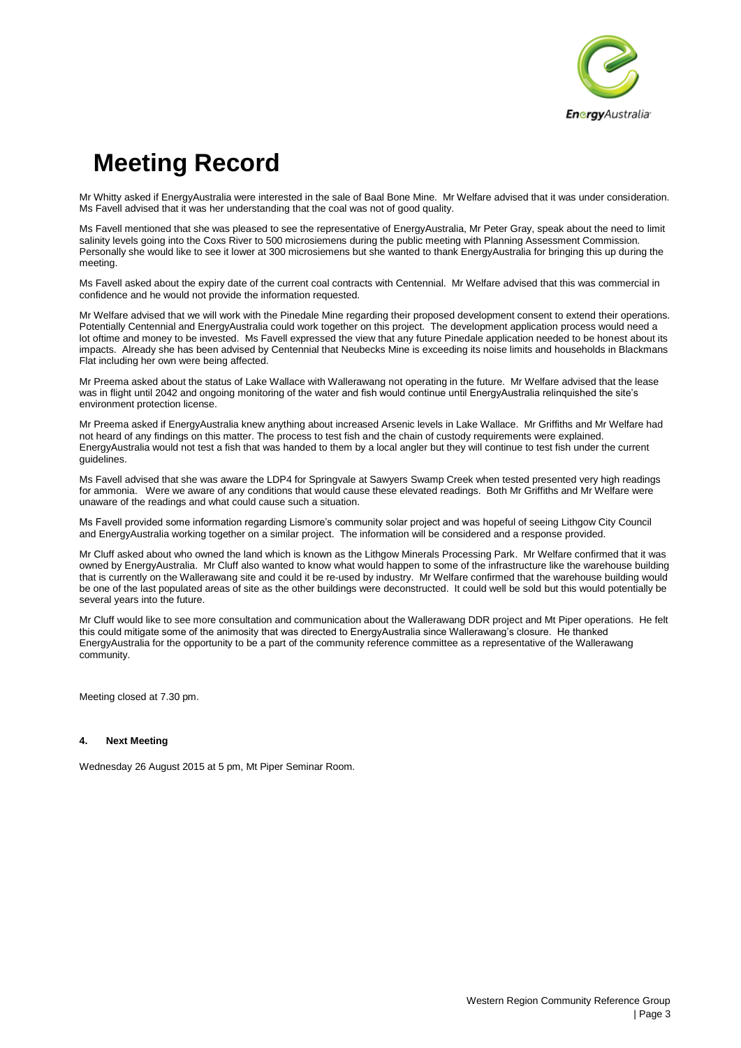# Meeting Record

Mr Whitty asked if EnergyAustralia were interested in the sale of Baal Bone Mine. Mr Welfare advised that it was under consideration. Ms Favell advised that it was her understanding that the coal was not of good quality.

Ms Favell mentioned that she was pleased to see the representative of EnergyAustralia, Mr Peter Gray, speak about the need to limit salinity levels going into the Coxs River to 500 microsiemens during the public meeting with Planning Assessment Commission. Personally she would like to see it lower at 300 microsiemens but she wanted to thank EnergyAustralia for bringing this up during the meeting.

Ms Favell asked about the expiry date of the current coal contracts with Centennial. Mr Welfare advised that this was commercial in confidence and he would not provide the information requested.

Mr Welfare advised that we will work with the Pinedale Mine regarding their proposed development consent to extend their operations. Potentially Centennial and EnergyAustralia could work together on this project. The development application process would need a lot oftime and money to be invested. Ms Favell expressed the view that any future Pinedale application needed to be honest about its impacts. Already she has been advised by Centennial that Neubecks Mine is exceeding its noise limits and households in Blackmans Flat including her own were being affected.

Mr Preema asked about the status of Lake Wallace with Wallerawang not operating in the future. Mr Welfare advised that the lease was in flight until 2042 and ongoing monitoring of the water and fish would continue until EnergyAustralia relinquished the site's environment protection license.

Mr Preema asked if EnergyAustralia knew anything about increased Arsenic levels in Lake Wallace. Mr Griffiths and Mr Welfare had not heard of any findings on this matter. The process to test fish and the chain of custody requirements were explained. EnergyAustralia would not test a fish that was handed to them by a local angler but they will continue to test fish under the current guidelines.

Ms Favell advised that she was aware the LDP4 for Springvale at Sawyers Swamp Creek when tested presented very high readings for ammonia. Were we aware of any conditions that would cause these elevated readings. Both Mr Griffiths and Mr Welfare were unaware of the readings and what could cause such a situation.

Ms Favell provided some information regarding Lismore's community solar project and was hopeful of seeing Lithgow City Council and EnergyAustralia working together on a similar project. The information will be considered and a response provided.

Mr Cluff asked about who owned the land which is known as the Lithgow Minerals Processing Park. Mr Welfare confirmed that it was owned by EnergyAustralia. Mr Cluff also wanted to know what would happen to some of the infrastructure like the warehouse building that is currently on the Wallerawang site and could it be re-used by industry. Mr Welfare confirmed that the warehouse building would be one of the last populated areas of site as the other buildings were deconstructed. It could well be sold but this would potentially be several years into the future.

Mr Cluff would like to see more consultation and communication about the Wallerawang DDR project and Mt Piper operations. He felt this could mitigate some of the animosity that was directed to EnergyAustralia since Wallerawang's closure. He thanked EnergyAustralia for the opportunity to be a part of the community reference committee as a representative of the Wallerawang community.

Meeting closed at 7.30 pm.

#### 4. Next Meeting

Wednesday 26 August 2015 at 5 pm, Mt Piper Seminar Room.